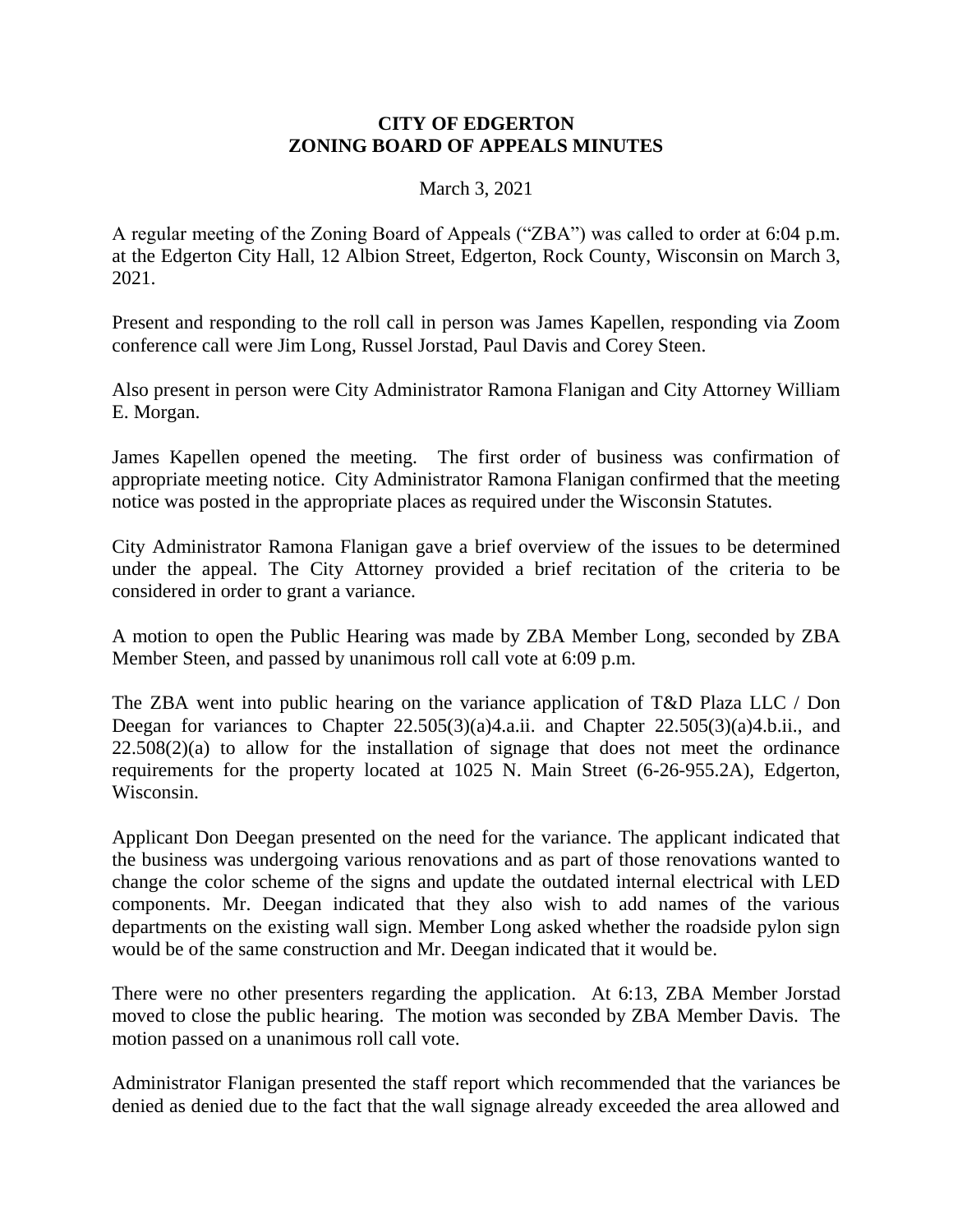**CITY OF EDGERTON**
**ZONING BOARD OF APPEALS MINUTES**

March 3, 2021

A regular meeting of the Zoning Board of Appeals ("ZBA") was called to order at 6:04 p.m. at the Edgerton City Hall, 12 Albion Street, Edgerton, Rock County, Wisconsin on March 3, 2021.

Present and responding to the roll call in person was James Kapellen, responding via Zoom conference call were Jim Long, Russel Jorstad, Paul Davis and Corey Steen.

Also present in person were City Administrator Ramona Flanigan and City Attorney William E. Morgan.

James Kapellen opened the meeting. The first order of business was confirmation of appropriate meeting notice. City Administrator Ramona Flanigan confirmed that the meeting notice was posted in the appropriate places as required under the Wisconsin Statutes.

City Administrator Ramona Flanigan gave a brief overview of the issues to be determined under the appeal. The City Attorney provided a brief recitation of the criteria to be considered in order to grant a variance.

A motion to open the Public Hearing was made by ZBA Member Long, seconded by ZBA Member Steen, and passed by unanimous roll call vote at 6:09 p.m.

The ZBA went into public hearing on the variance application of T&D Plaza LLC / Don Deegan for variances to Chapter 22.505(3)(a)4.a.ii. and Chapter 22.505(3)(a)4.b.ii., and 22.508(2)(a) to allow for the installation of signage that does not meet the ordinance requirements for the property located at 1025 N. Main Street (6-26-955.2A), Edgerton, Wisconsin.

Applicant Don Deegan presented on the need for the variance. The applicant indicated that the business was undergoing various renovations and as part of those renovations wanted to change the color scheme of the signs and update the outdated internal electrical with LED components. Mr. Deegan indicated that they also wish to add names of the various departments on the existing wall sign. Member Long asked whether the roadside pylon sign would be of the same construction and Mr. Deegan indicated that it would be.

There were no other presenters regarding the application. At 6:13, ZBA Member Jorstad moved to close the public hearing. The motion was seconded by ZBA Member Davis. The motion passed on a unanimous roll call vote.

Administrator Flanigan presented the staff report which recommended that the variances be denied as denied due to the fact that the wall signage already exceeded the area allowed and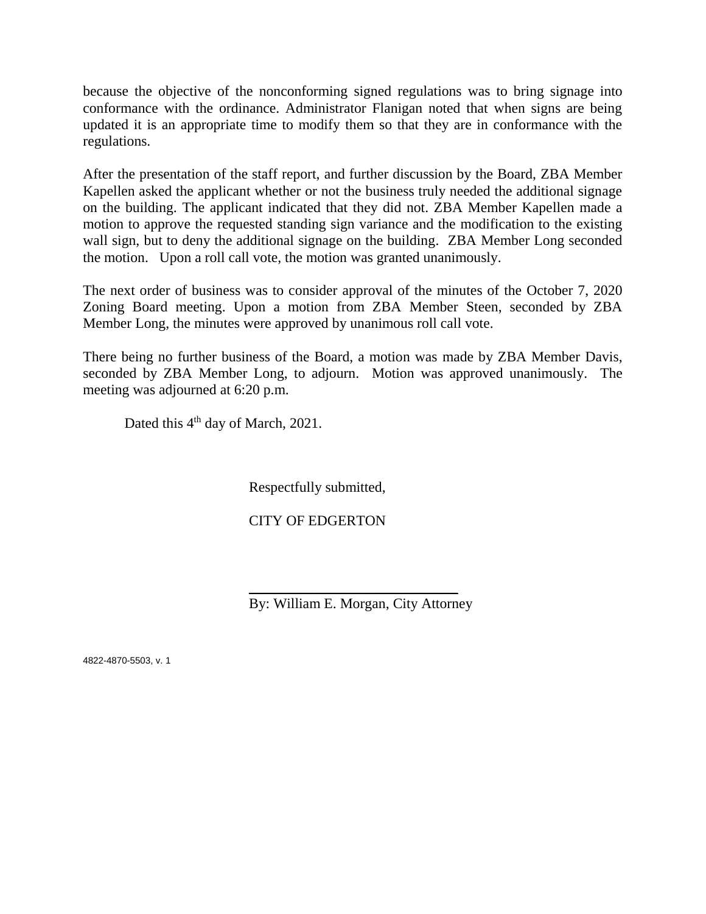because the objective of the nonconforming signed regulations was to bring signage into conformance with the ordinance. Administrator Flanigan noted that when signs are being updated it is an appropriate time to modify them so that they are in conformance with the regulations.

After the presentation of the staff report, and further discussion by the Board, ZBA Member Kapellen asked the applicant whether or not the business truly needed the additional signage on the building. The applicant indicated that they did not. ZBA Member Kapellen made a motion to approve the requested standing sign variance and the modification to the existing wall sign, but to deny the additional signage on the building. ZBA Member Long seconded the motion. Upon a roll call vote, the motion was granted unanimously.

The next order of business was to consider approval of the minutes of the October 7, 2020 Zoning Board meeting. Upon a motion from ZBA Member Steen, seconded by ZBA Member Long, the minutes were approved by unanimous roll call vote.

There being no further business of the Board, a motion was made by ZBA Member Davis, seconded by ZBA Member Long, to adjourn. Motion was approved unanimously. The meeting was adjourned at 6:20 p.m.

Dated this 4th day of March, 2021.

Respectfully submitted,

CITY OF EDGERTON

\_\_\_\_\_\_\_\_\_\_\_\_\_\_\_\_\_\_\_\_\_\_\_\_\_\_\_\_\_\_
By: William E. Morgan, City Attorney

4822-4870-5503, v. 1